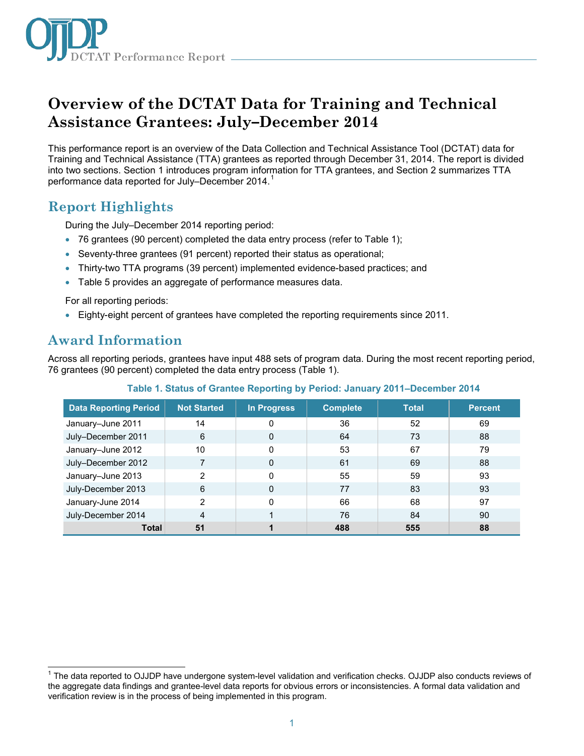# Overview of the DCTAT Data for Training and Technical Assistance Grantees: July–December 2014

This performance report is an overview of the Data Collection and Technical Assistance Tool (DCTAT) data for Training and Technical Assistance (TTA) grantees as reported through December 31, 2014. The report is divided into two sections. Section 1 introduces program information for TTA grantees, and Section 2 summarizes TTA performance data reported for July–December 2014.[1]

## Report Highlights

During the July–December 2014 reporting period:

- 76 grantees (90 percent) completed the data entry process (refer to Table 1);
- Seventy-three grantees (91 percent) reported their status as operational;
- Thirty-two TTA programs (39 percent) implemented evidence-based practices; and
- Table 5 provides an aggregate of performance measures data.

For all reporting periods:

- Eighty-eight percent of grantees have completed the reporting requirements since 2011.

## Award Information

Across all reporting periods, grantees have input 488 sets of program data. During the most recent reporting period, 76 grantees (90 percent) completed the data entry process (Table 1).

**Table 1. Status of Grantee Reporting by Period: January 2011–December 2014**

| Data Reporting Period | Not Started | In Progress | Complete | Total | Percent |
|---|---|---|---|---|---|
| January–June 2011 | 14 | 0 | 36 | 52 | 69 |
| July–December 2011 | 6 | 0 | 64 | 73 | 88 |
| January–June 2012 | 10 | 0 | 53 | 67 | 79 |
| July–December 2012 | 7 | 0 | 61 | 69 | 88 |
| January–June 2013 | 2 | 0 | 55 | 59 | 93 |
| July-December 2013 | 6 | 0 | 77 | 83 | 93 |
| January-June 2014 | 2 | 0 | 66 | 68 | 97 |
| July-December 2014 | 4 | 1 | 76 | 84 | 90 |
| **Total** | **51** | **1** | **488** | **555** | **88** |

[1] The data reported to OJJDP have undergone system-level validation and verification checks. OJJDP also conducts reviews of the aggregate data findings and grantee-level data reports for obvious errors or inconsistencies. A formal data validation and verification review is in the process of being implemented in this program.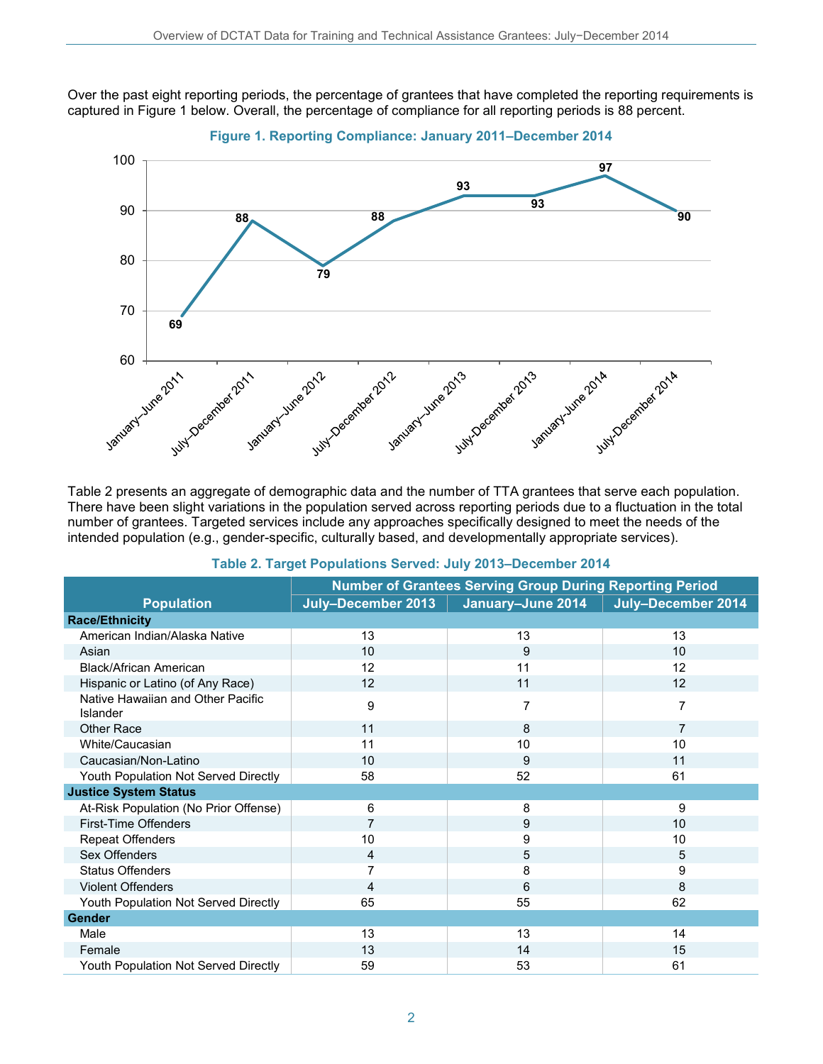Over the past eight reporting periods, the percentage of grantees that have completed the reporting requirements is captured in Figure 1 below. Overall, the percentage of compliance for all reporting periods is 88 percent.

**Figure 1. Reporting Compliance: January 2011–December 2014**

| Reporting Period | Compliance (%) |
|---|---|
| January–June 2011 | 69 |
| July–December 2011 | 88 |
| January–June 2012 | 79 |
| July–December 2012 | 88 |
| January–June 2013 | 93 |
| July-December 2013 | 93 |
| January-June 2014 | 97 |
| July-December 2014 | 90 |

Table 2 presents an aggregate of demographic data and the number of TTA grantees that serve each population. There have been slight variations in the population served across reporting periods due to a fluctuation in the total number of grantees. Targeted services include any approaches specifically designed to meet the needs of the intended population (e.g., gender-specific, culturally based, and developmentally appropriate services).

**Table 2. Target Populations Served: July 2013–December 2014**

| Population | Number of Grantees Serving Group During Reporting Period | | |
|---|---|---|---|
| | July–December 2013 | January–June 2014 | July–December 2014 |
| **Race/Ethnicity** | | | |
| American Indian/Alaska Native | 13 | 13 | 13 |
| Asian | 10 | 9 | 10 |
| Black/African American | 12 | 11 | 12 |
| Hispanic or Latino (of Any Race) | 12 | 11 | 12 |
| Native Hawaiian and Other Pacific Islander | 9 | 7 | 7 |
| Other Race | 11 | 8 | 7 |
| White/Caucasian | 11 | 10 | 10 |
| Caucasian/Non-Latino | 10 | 9 | 11 |
| Youth Population Not Served Directly | 58 | 52 | 61 |
| **Justice System Status** | | | |
| At-Risk Population (No Prior Offense) | 6 | 8 | 9 |
| First-Time Offenders | 7 | 9 | 10 |
| Repeat Offenders | 10 | 9 | 10 |
| Sex Offenders | 4 | 5 | 5 |
| Status Offenders | 7 | 8 | 9 |
| Violent Offenders | 4 | 6 | 8 |
| Youth Population Not Served Directly | 65 | 55 | 62 |
| **Gender** | | | |
| Male | 13 | 13 | 14 |
| Female | 13 | 14 | 15 |
| Youth Population Not Served Directly | 59 | 53 | 61 |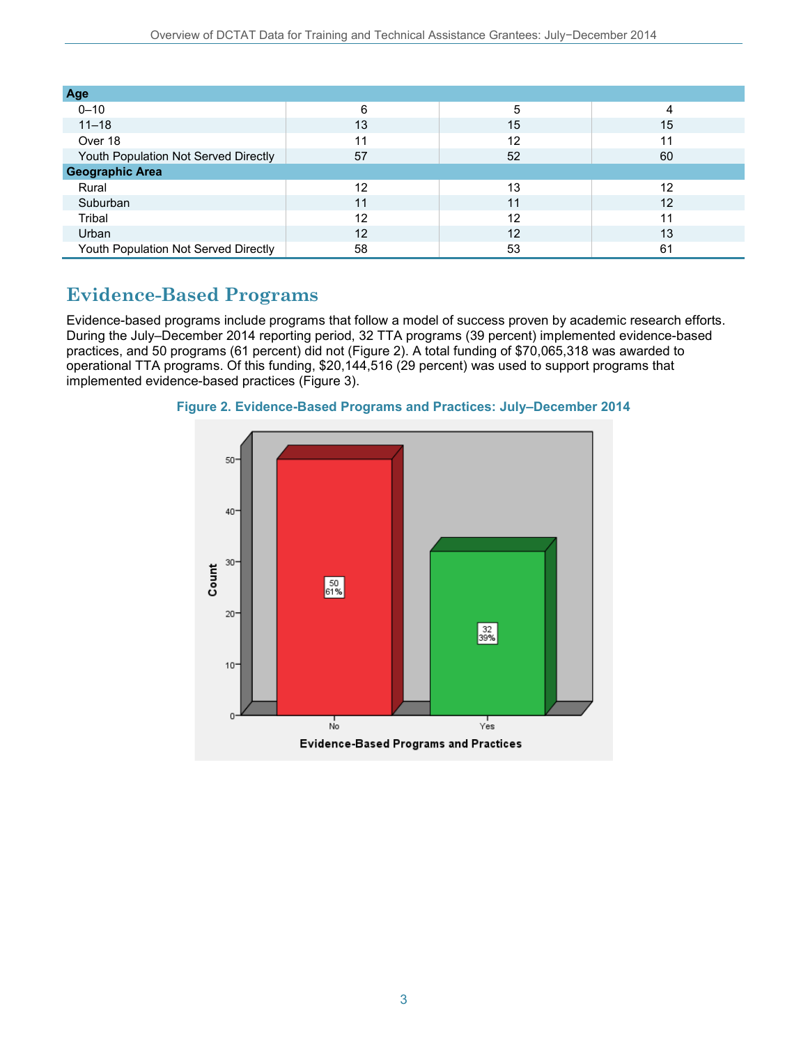| Age | | | |
|---|---|---|---|
| 0–10 | 6 | 5 | 4 |
| 11–18 | 13 | 15 | 15 |
| Over 18 | 11 | 12 | 11 |
| Youth Population Not Served Directly | 57 | 52 | 60 |
| **Geographic Area** | | | |
| Rural | 12 | 13 | 12 |
| Suburban | 11 | 11 | 12 |
| Tribal | 12 | 12 | 11 |
| Urban | 12 | 12 | 13 |
| Youth Population Not Served Directly | 58 | 53 | 61 |

## Evidence-Based Programs

Evidence-based programs include programs that follow a model of success proven by academic research efforts. During the July–December 2014 reporting period, 32 TTA programs (39 percent) implemented evidence-based practices, and 50 programs (61 percent) did not (Figure 2). A total funding of $70,065,318 was awarded to operational TTA programs. Of this funding, $20,144,516 (29 percent) was used to support programs that implemented evidence-based practices (Figure 3).

**Figure 2. Evidence-Based Programs and Practices: July–December 2014**

| Evidence-Based Programs and Practices | Count | Percent |
|---|---|---|
| No | 50 | 61% |
| Yes | 32 | 39% |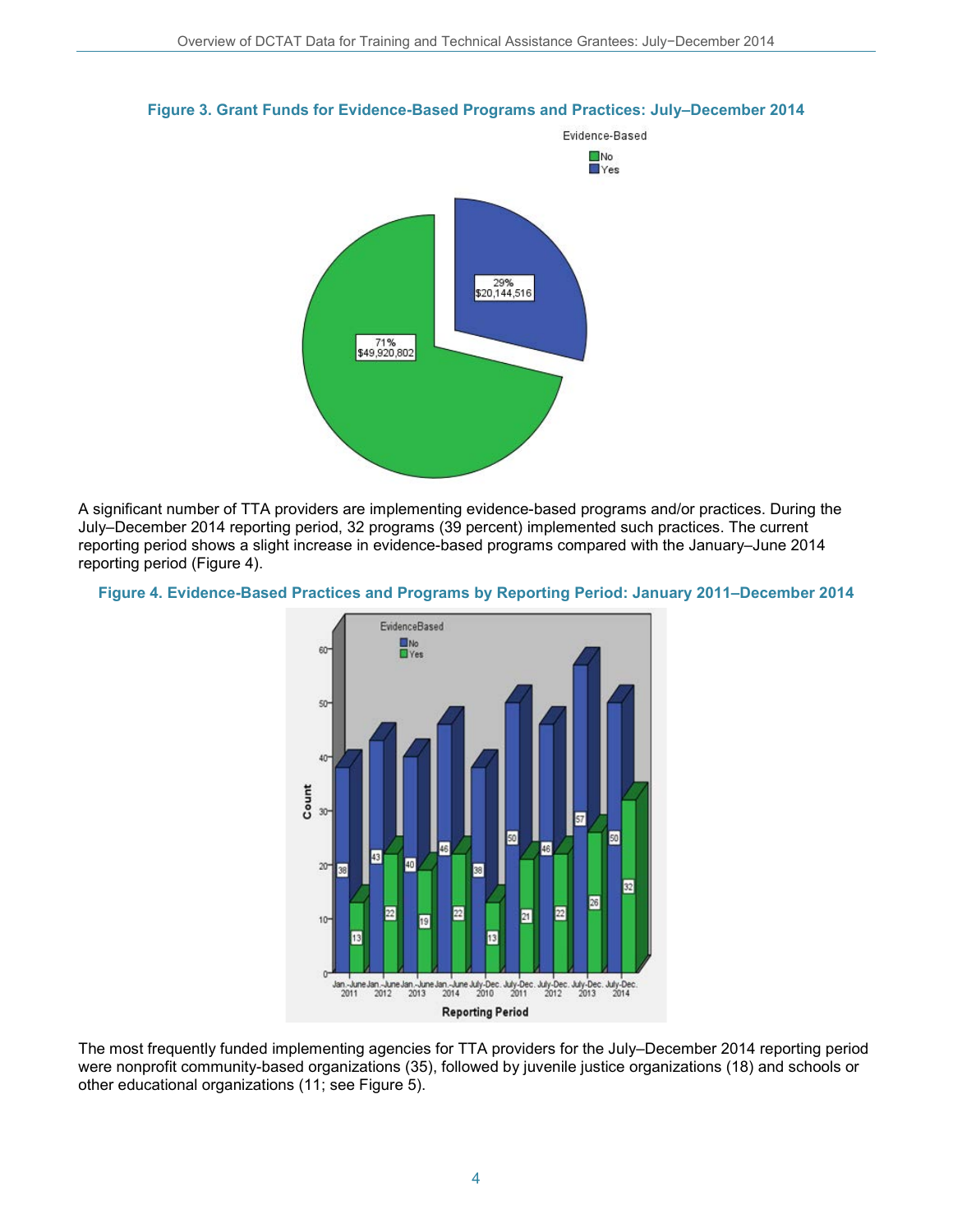**Figure 3. Grant Funds for Evidence-Based Programs and Practices: July–December 2014**

Evidence-Based

No

Yes

29%
$20,144,516

71%
$49,920,802

A significant number of TTA providers are implementing evidence-based programs and/or practices. During the July–December 2014 reporting period, 32 programs (39 percent) implemented such practices. The current reporting period shows a slight increase in evidence-based programs compared with the January–June 2014 reporting period (Figure 4).

**Figure 4. Evidence-Based Practices and Programs by Reporting Period: January 2011–December 2014**

| Reporting Period | No | Yes |
|---|---|---|
| Jan.–June 2011 | 38 | 13 |
| Jan.–June 2012 | 43 | 22 |
| Jan.–June 2013 | 40 | 19 |
| Jan.–June 2014 | 46 | 22 |
| July-Dec. 2010 | 38 | 13 |
| July-Dec. 2011 | 50 | 21 |
| July-Dec. 2012 | 46 | 22 |
| July-Dec. 2013 | 57 | 26 |
| July-Dec. 2014 | 50 | 32 |

The most frequently funded implementing agencies for TTA providers for the July–December 2014 reporting period were nonprofit community-based organizations (35), followed by juvenile justice organizations (18) and schools or other educational organizations (11; see Figure 5).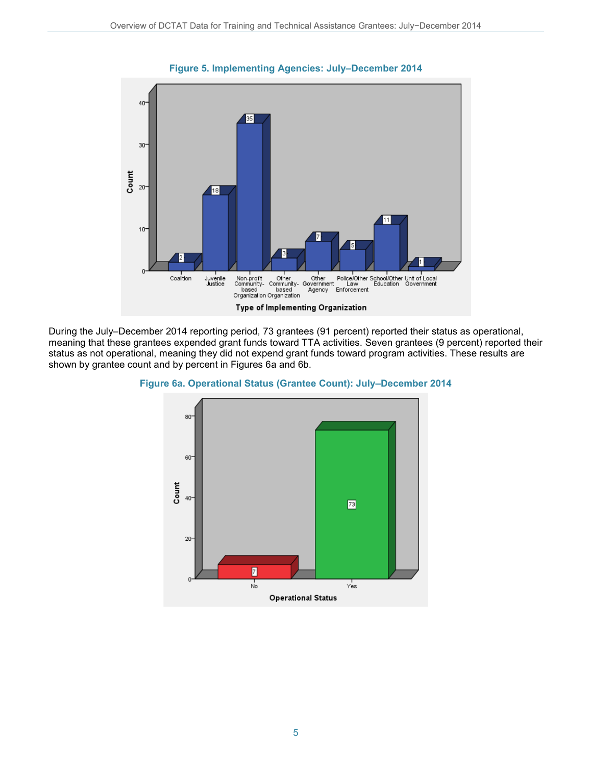**Figure 5. Implementing Agencies: July–December 2014**

| Type of Implementing Organization | Count |
|---|---|
| Coalition | 2 |
| Juvenile Justice | 18 |
| Non-profit Community-based Organization | 35 |
| Other Community-based Organization | 3 |
| Other Government Agency | 7 |
| Police/Other Law Enforcement | 5 |
| School/Other Education | 11 |
| Unit of Local Government | 1 |

During the July–December 2014 reporting period, 73 grantees (91 percent) reported their status as operational, meaning that these grantees expended grant funds toward TTA activities. Seven grantees (9 percent) reported their status as not operational, meaning they did not expend grant funds toward program activities. These results are shown by grantee count and by percent in Figures 6a and 6b.

**Figure 6a. Operational Status (Grantee Count): July–December 2014**

| Operational Status | Count |
|---|---|
| No | 7 |
| Yes | 73 |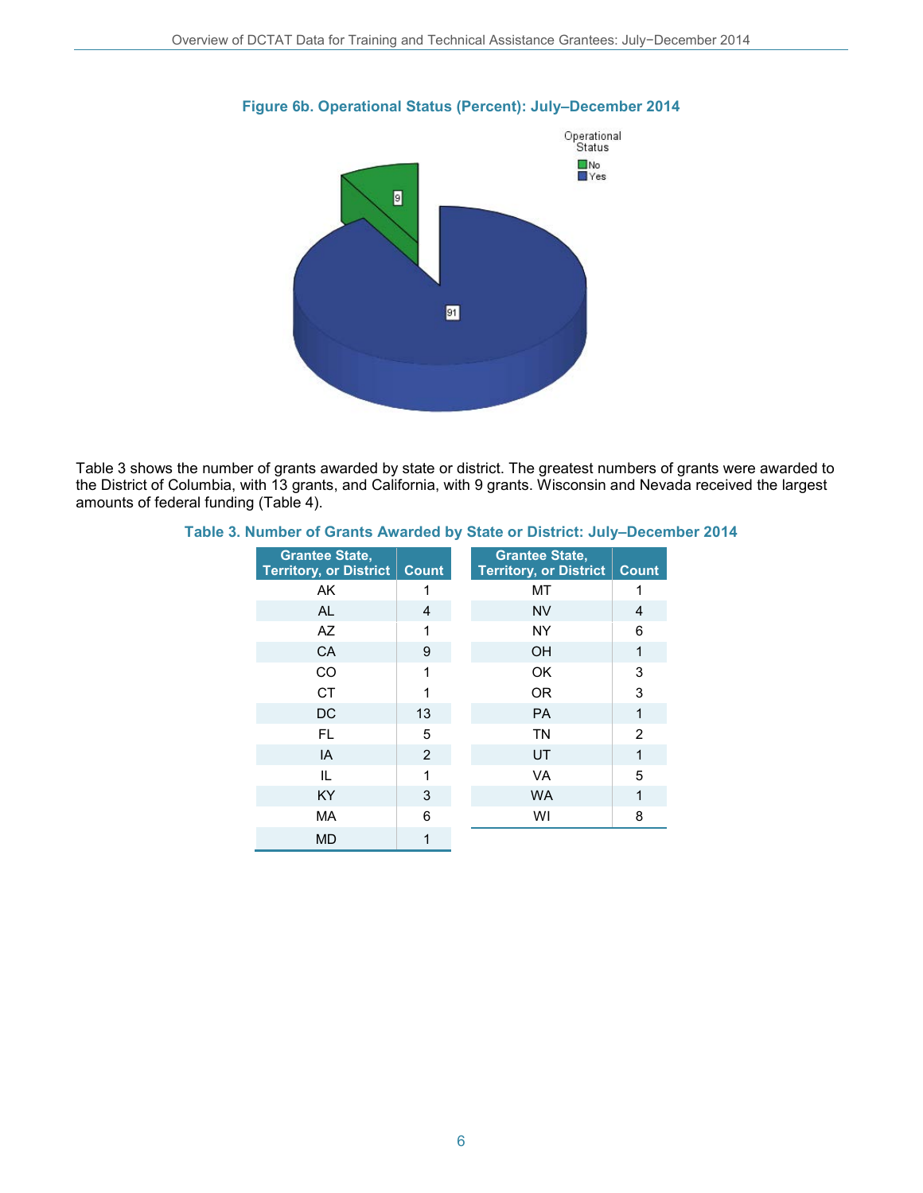**Figure 6b. Operational Status (Percent): July–December 2014**

Table 3 shows the number of grants awarded by state or district. The greatest numbers of grants were awarded to the District of Columbia, with 13 grants, and California, with 9 grants. Wisconsin and Nevada received the largest amounts of federal funding (Table 4).

**Table 3. Number of Grants Awarded by State or District: July–December 2014**

| Grantee State, Territory, or District | Count | Grantee State, Territory, or District | Count |
|---|---|---|---|
| AK | 1 | MT | 1 |
| AL | 4 | NV | 4 |
| AZ | 1 | NY | 6 |
| CA | 9 | OH | 1 |
| CO | 1 | OK | 3 |
| CT | 1 | OR | 3 |
| DC | 13 | PA | 1 |
| FL | 5 | TN | 2 |
| IA | 2 | UT | 1 |
| IL | 1 | VA | 5 |
| KY | 3 | WA | 1 |
| MA | 6 | WI | 8 |
| MD | 1 | | |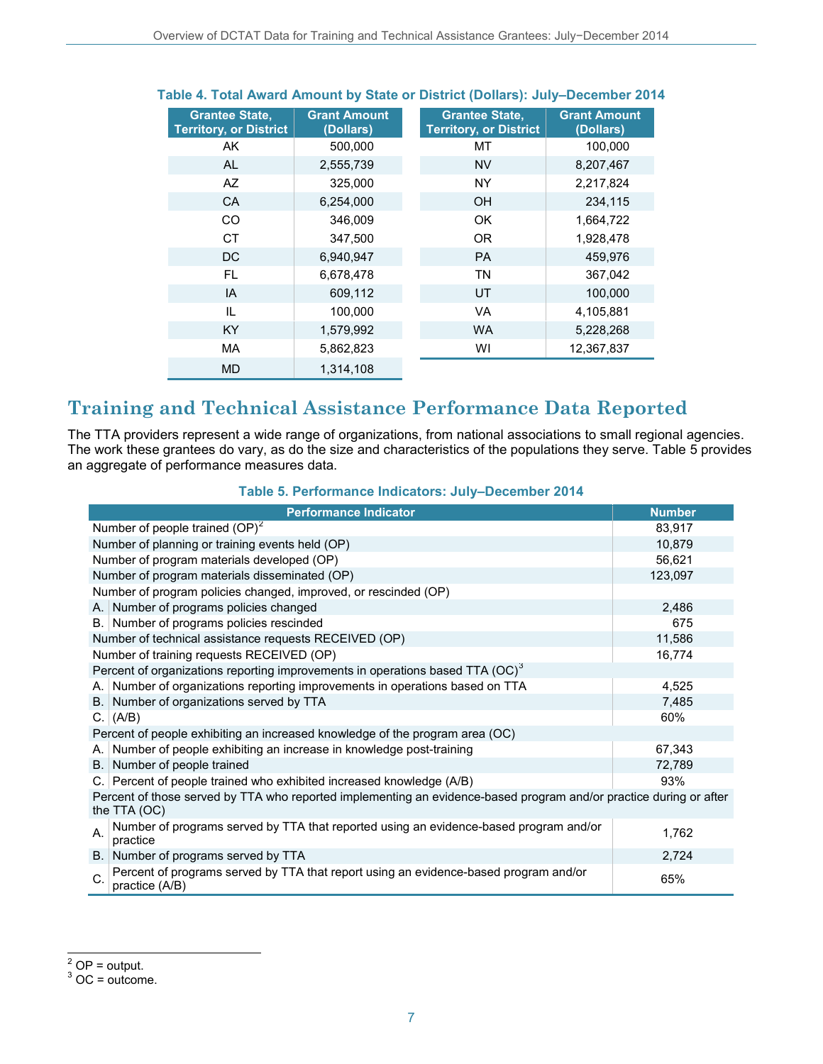**Table 4. Total Award Amount by State or District (Dollars): July–December 2014**

| Grantee State, Territory, or District | Grant Amount (Dollars) | Grantee State, Territory, or District | Grant Amount (Dollars) |
|---|---|---|---|
| AK | 500,000 | MT | 100,000 |
| AL | 2,555,739 | NV | 8,207,467 |
| AZ | 325,000 | NY | 2,217,824 |
| CA | 6,254,000 | OH | 234,115 |
| CO | 346,009 | OK | 1,664,722 |
| CT | 347,500 | OR | 1,928,478 |
| DC | 6,940,947 | PA | 459,976 |
| FL | 6,678,478 | TN | 367,042 |
| IA | 609,112 | UT | 100,000 |
| IL | 100,000 | VA | 4,105,881 |
| KY | 1,579,992 | WA | 5,228,268 |
| MA | 5,862,823 | WI | 12,367,837 |
| MD | 1,314,108 | | |

## Training and Technical Assistance Performance Data Reported

The TTA providers represent a wide range of organizations, from national associations to small regional agencies. The work these grantees do vary, as do the size and characteristics of the populations they serve. Table 5 provides an aggregate of performance measures data.

**Table 5. Performance Indicators: July–December 2014**

| Performance Indicator | | Number |
|---|---|---|
| Number of people trained (OP)[2] | | 83,917 |
| Number of planning or training events held (OP) | | 10,879 |
| Number of program materials developed (OP) | | 56,621 |
| Number of program materials disseminated (OP) | | 123,097 |
| Number of program policies changed, improved, or rescinded (OP) | | |
| A. | Number of programs policies changed | 2,486 |
| B. | Number of programs policies rescinded | 675 |
| Number of technical assistance requests RECEIVED (OP) | | 11,586 |
| Number of training requests RECEIVED (OP) | | 16,774 |
| Percent of organizations reporting improvements in operations based TTA (OC)[3] | | |
| A. | Number of organizations reporting improvements in operations based on TTA | 4,525 |
| B. | Number of organizations served by TTA | 7,485 |
| C. | (A/B) | 60% |
| Percent of people exhibiting an increased knowledge of the program area (OC) | | |
| A. | Number of people exhibiting an increase in knowledge post-training | 67,343 |
| B. | Number of people trained | 72,789 |
| C. | Percent of people trained who exhibited increased knowledge (A/B) | 93% |
| Percent of those served by TTA who reported implementing an evidence-based program and/or practice during or after the TTA (OC) | | |
| A. | Number of programs served by TTA that reported using an evidence-based program and/or practice | 1,762 |
| B. | Number of programs served by TTA | 2,724 |
| C. | Percent of programs served by TTA that report using an evidence-based program and/or practice (A/B) | 65% |

[2] OP = output.

[3] OC = outcome.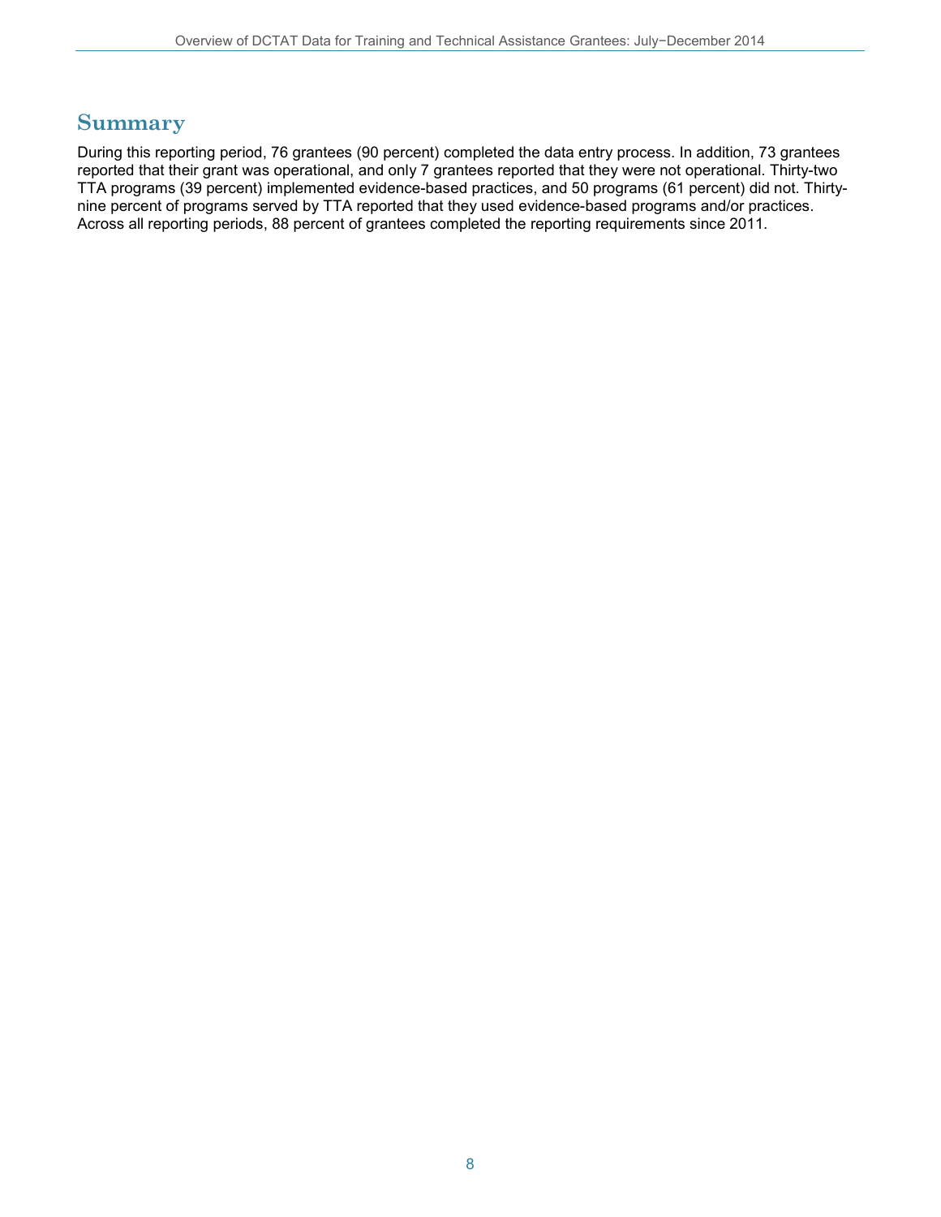## Summary

During this reporting period, 76 grantees (90 percent) completed the data entry process. In addition, 73 grantees reported that their grant was operational, and only 7 grantees reported that they were not operational. Thirty-two TTA programs (39 percent) implemented evidence-based practices, and 50 programs (61 percent) did not. Thirty-nine percent of programs served by TTA reported that they used evidence-based programs and/or practices. Across all reporting periods, 88 percent of grantees completed the reporting requirements since 2011.